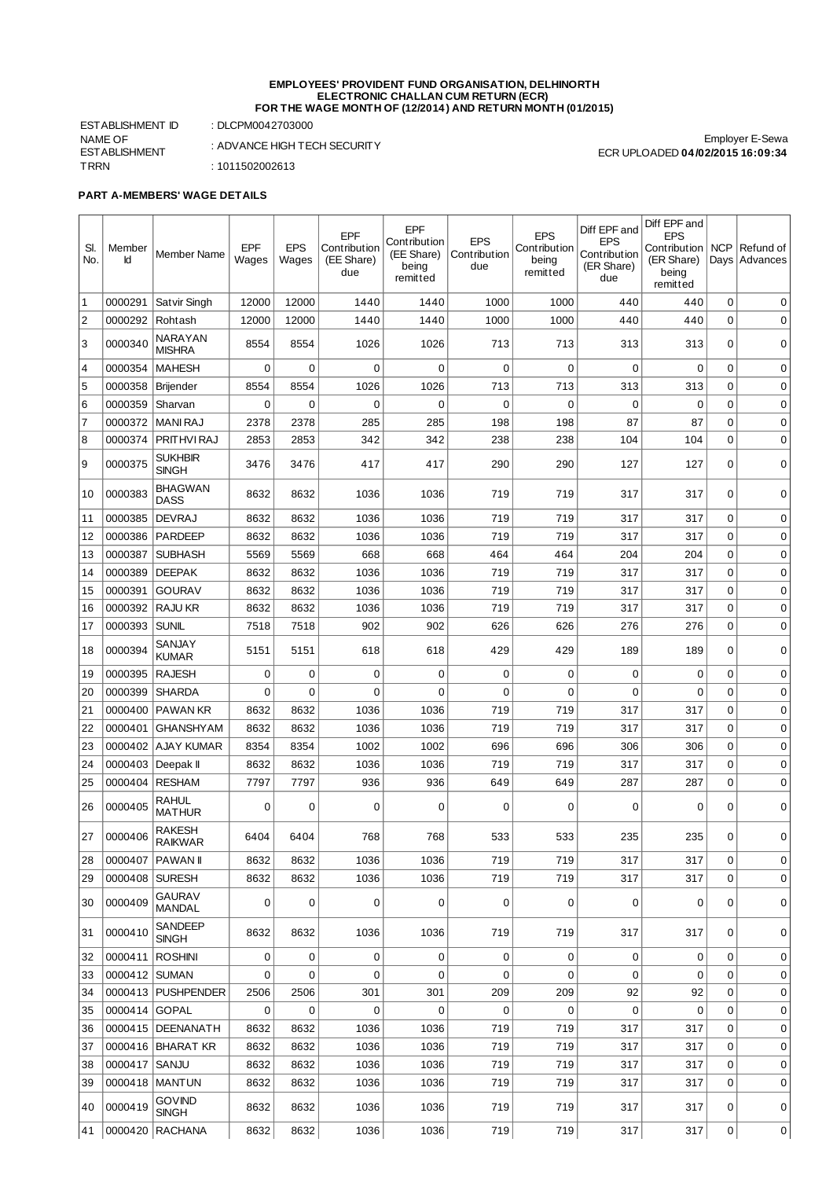**EMPLOYEES' PROVIDENT FUND ORGANISATION, DELHINORTH**
**ELECTRONIC CHALLAN CUM RETURN (ECR)**
**FOR THE WAGE MONTH OF (12/2014) AND RETURN MONTH (01/2015)**

ESTABLISHMENT ID : DLCPM0042703000
NAME OF ESTABLISHMENT : ADVANCE HIGH TECH SECURITY
TRRN : 1011502002613

Employer E-Sewa
ECR UPLOADED **04/02/2015 16:09:34**

**PART A-MEMBERS' WAGE DETAILS**

| Sl. No. | Member Id | Member Name | EPF Wages | EPS Wages | EPF Contribution (EE Share) due | EPF Contribution (EE Share) being remitted | EPS Contribution due | EPS Contribution being remitted | Diff EPF and EPS Contribution (ER Share) due | Diff EPF and EPS Contribution (ER Share) being remitted | NCP Days | Refund of Advances |
|---|---|---|---|---|---|---|---|---|---|---|---|---|
| 1 | 0000291 | Satvir Singh | 12000 | 12000 | 1440 | 1440 | 1000 | 1000 | 440 | 440 | 0 | 0 |
| 2 | 0000292 | Rohtash | 12000 | 12000 | 1440 | 1440 | 1000 | 1000 | 440 | 440 | 0 | 0 |
| 3 | 0000340 | NARAYAN MISHRA | 8554 | 8554 | 1026 | 1026 | 713 | 713 | 313 | 313 | 0 | 0 |
| 4 | 0000354 | MAHESH | 0 | 0 | 0 | 0 | 0 | 0 | 0 | 0 | 0 | 0 |
| 5 | 0000358 | Brijender | 8554 | 8554 | 1026 | 1026 | 713 | 713 | 313 | 313 | 0 | 0 |
| 6 | 0000359 | Sharvan | 0 | 0 | 0 | 0 | 0 | 0 | 0 | 0 | 0 | 0 |
| 7 | 0000372 | MANI RAJ | 2378 | 2378 | 285 | 285 | 198 | 198 | 87 | 87 | 0 | 0 |
| 8 | 0000374 | PRITHVI RAJ | 2853 | 2853 | 342 | 342 | 238 | 238 | 104 | 104 | 0 | 0 |
| 9 | 0000375 | SUKHBIR SINGH | 3476 | 3476 | 417 | 417 | 290 | 290 | 127 | 127 | 0 | 0 |
| 10 | 0000383 | BHAGWAN DASS | 8632 | 8632 | 1036 | 1036 | 719 | 719 | 317 | 317 | 0 | 0 |
| 11 | 0000385 | DEVRAJ | 8632 | 8632 | 1036 | 1036 | 719 | 719 | 317 | 317 | 0 | 0 |
| 12 | 0000386 | PARDEEP | 8632 | 8632 | 1036 | 1036 | 719 | 719 | 317 | 317 | 0 | 0 |
| 13 | 0000387 | SUBHASH | 5569 | 5569 | 668 | 668 | 464 | 464 | 204 | 204 | 0 | 0 |
| 14 | 0000389 | DEEPAK | 8632 | 8632 | 1036 | 1036 | 719 | 719 | 317 | 317 | 0 | 0 |
| 15 | 0000391 | GOURAV | 8632 | 8632 | 1036 | 1036 | 719 | 719 | 317 | 317 | 0 | 0 |
| 16 | 0000392 | RAJU KR | 8632 | 8632 | 1036 | 1036 | 719 | 719 | 317 | 317 | 0 | 0 |
| 17 | 0000393 | SUNIL | 7518 | 7518 | 902 | 902 | 626 | 626 | 276 | 276 | 0 | 0 |
| 18 | 0000394 | SANJAY KUMAR | 5151 | 5151 | 618 | 618 | 429 | 429 | 189 | 189 | 0 | 0 |
| 19 | 0000395 | RAJESH | 0 | 0 | 0 | 0 | 0 | 0 | 0 | 0 | 0 | 0 |
| 20 | 0000399 | SHARDA | 0 | 0 | 0 | 0 | 0 | 0 | 0 | 0 | 0 | 0 |
| 21 | 0000400 | PAWAN KR | 8632 | 8632 | 1036 | 1036 | 719 | 719 | 317 | 317 | 0 | 0 |
| 22 | 0000401 | GHANSHYAM | 8632 | 8632 | 1036 | 1036 | 719 | 719 | 317 | 317 | 0 | 0 |
| 23 | 0000402 | AJAY KUMAR | 8354 | 8354 | 1002 | 1002 | 696 | 696 | 306 | 306 | 0 | 0 |
| 24 | 0000403 | Deepak II | 8632 | 8632 | 1036 | 1036 | 719 | 719 | 317 | 317 | 0 | 0 |
| 25 | 0000404 | RESHAM | 7797 | 7797 | 936 | 936 | 649 | 649 | 287 | 287 | 0 | 0 |
| 26 | 0000405 | RAHUL MATHUR | 0 | 0 | 0 | 0 | 0 | 0 | 0 | 0 | 0 | 0 |
| 27 | 0000406 | RAKESH RAIKWAR | 6404 | 6404 | 768 | 768 | 533 | 533 | 235 | 235 | 0 | 0 |
| 28 | 0000407 | PAWAN II | 8632 | 8632 | 1036 | 1036 | 719 | 719 | 317 | 317 | 0 | 0 |
| 29 | 0000408 | SURESH | 8632 | 8632 | 1036 | 1036 | 719 | 719 | 317 | 317 | 0 | 0 |
| 30 | 0000409 | GAURAV MANDAL | 0 | 0 | 0 | 0 | 0 | 0 | 0 | 0 | 0 | 0 |
| 31 | 0000410 | SANDEEP SINGH | 8632 | 8632 | 1036 | 1036 | 719 | 719 | 317 | 317 | 0 | 0 |
| 32 | 0000411 | ROSHINI | 0 | 0 | 0 | 0 | 0 | 0 | 0 | 0 | 0 | 0 |
| 33 | 0000412 | SUMAN | 0 | 0 | 0 | 0 | 0 | 0 | 0 | 0 | 0 | 0 |
| 34 | 0000413 | PUSHPENDER | 2506 | 2506 | 301 | 301 | 209 | 209 | 92 | 92 | 0 | 0 |
| 35 | 0000414 | GOPAL | 0 | 0 | 0 | 0 | 0 | 0 | 0 | 0 | 0 | 0 |
| 36 | 0000415 | DEENANATH | 8632 | 8632 | 1036 | 1036 | 719 | 719 | 317 | 317 | 0 | 0 |
| 37 | 0000416 | BHARAT KR | 8632 | 8632 | 1036 | 1036 | 719 | 719 | 317 | 317 | 0 | 0 |
| 38 | 0000417 | SANJU | 8632 | 8632 | 1036 | 1036 | 719 | 719 | 317 | 317 | 0 | 0 |
| 39 | 0000418 | MANTUN | 8632 | 8632 | 1036 | 1036 | 719 | 719 | 317 | 317 | 0 | 0 |
| 40 | 0000419 | GOVIND SINGH | 8632 | 8632 | 1036 | 1036 | 719 | 719 | 317 | 317 | 0 | 0 |
| 41 | 0000420 | RACHANA | 8632 | 8632 | 1036 | 1036 | 719 | 719 | 317 | 317 | 0 | 0 |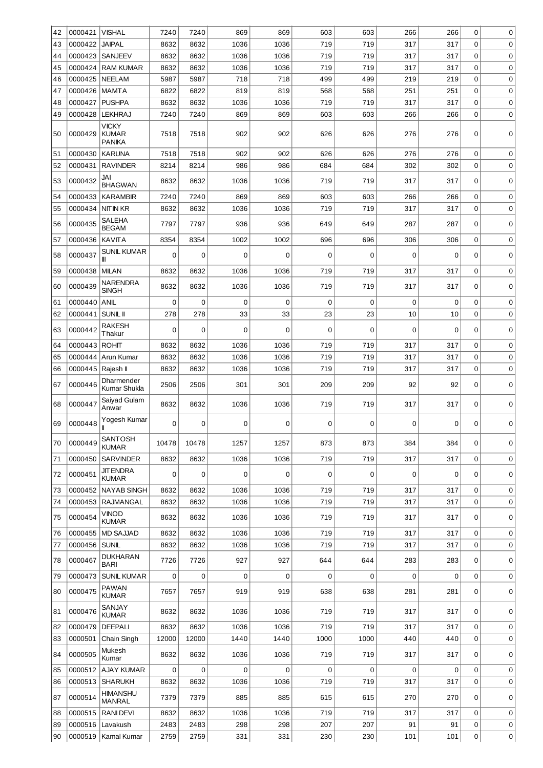| 42 | 0000421 | VISHAL | 7240 | 7240 | 869 | 869 | 603 | 603 | 266 | 266 | 0 | 0 |
|---|---|---|---|---|---|---|---|---|---|---|---|---|
| 43 | 0000422 | JAIPAL | 8632 | 8632 | 1036 | 1036 | 719 | 719 | 317 | 317 | 0 | 0 |
| 44 | 0000423 | SANJEEV | 8632 | 8632 | 1036 | 1036 | 719 | 719 | 317 | 317 | 0 | 0 |
| 45 | 0000424 | RAM KUMAR | 8632 | 8632 | 1036 | 1036 | 719 | 719 | 317 | 317 | 0 | 0 |
| 46 | 0000425 | NEELAM | 5987 | 5987 | 718 | 718 | 499 | 499 | 219 | 219 | 0 | 0 |
| 47 | 0000426 | MAMTA | 6822 | 6822 | 819 | 819 | 568 | 568 | 251 | 251 | 0 | 0 |
| 48 | 0000427 | PUSHPA | 8632 | 8632 | 1036 | 1036 | 719 | 719 | 317 | 317 | 0 | 0 |
| 49 | 0000428 | LEKHRAJ | 7240 | 7240 | 869 | 869 | 603 | 603 | 266 | 266 | 0 | 0 |
| 50 | 0000429 | VICKY KUMAR PANIKA | 7518 | 7518 | 902 | 902 | 626 | 626 | 276 | 276 | 0 | 0 |
| 51 | 0000430 | KARUNA | 7518 | 7518 | 902 | 902 | 626 | 626 | 276 | 276 | 0 | 0 |
| 52 | 0000431 | RAVINDER | 8214 | 8214 | 986 | 986 | 684 | 684 | 302 | 302 | 0 | 0 |
| 53 | 0000432 | JAI BHAGWAN | 8632 | 8632 | 1036 | 1036 | 719 | 719 | 317 | 317 | 0 | 0 |
| 54 | 0000433 | KARAMBIR | 7240 | 7240 | 869 | 869 | 603 | 603 | 266 | 266 | 0 | 0 |
| 55 | 0000434 | NITIN KR | 8632 | 8632 | 1036 | 1036 | 719 | 719 | 317 | 317 | 0 | 0 |
| 56 | 0000435 | SALEHA BEGAM | 7797 | 7797 | 936 | 936 | 649 | 649 | 287 | 287 | 0 | 0 |
| 57 | 0000436 | KAVITA | 8354 | 8354 | 1002 | 1002 | 696 | 696 | 306 | 306 | 0 | 0 |
| 58 | 0000437 | SUNIL KUMAR III | 0 | 0 | 0 | 0 | 0 | 0 | 0 | 0 | 0 | 0 |
| 59 | 0000438 | MILAN | 8632 | 8632 | 1036 | 1036 | 719 | 719 | 317 | 317 | 0 | 0 |
| 60 | 0000439 | NARENDRA SINGH | 8632 | 8632 | 1036 | 1036 | 719 | 719 | 317 | 317 | 0 | 0 |
| 61 | 0000440 | ANIL | 0 | 0 | 0 | 0 | 0 | 0 | 0 | 0 | 0 | 0 |
| 62 | 0000441 | SUNIL II | 278 | 278 | 33 | 33 | 23 | 23 | 10 | 10 | 0 | 0 |
| 63 | 0000442 | RAKESH Thakur | 0 | 0 | 0 | 0 | 0 | 0 | 0 | 0 | 0 | 0 |
| 64 | 0000443 | ROHIT | 8632 | 8632 | 1036 | 1036 | 719 | 719 | 317 | 317 | 0 | 0 |
| 65 | 0000444 | Arun Kumar | 8632 | 8632 | 1036 | 1036 | 719 | 719 | 317 | 317 | 0 | 0 |
| 66 | 0000445 | Rajesh II | 8632 | 8632 | 1036 | 1036 | 719 | 719 | 317 | 317 | 0 | 0 |
| 67 | 0000446 | Dharmender Kumar Shukla | 2506 | 2506 | 301 | 301 | 209 | 209 | 92 | 92 | 0 | 0 |
| 68 | 0000447 | Saiyad Gulam Anwar | 8632 | 8632 | 1036 | 1036 | 719 | 719 | 317 | 317 | 0 | 0 |
| 69 | 0000448 | Yogesh Kumar II | 0 | 0 | 0 | 0 | 0 | 0 | 0 | 0 | 0 | 0 |
| 70 | 0000449 | SANTOSH KUMAR | 10478 | 10478 | 1257 | 1257 | 873 | 873 | 384 | 384 | 0 | 0 |
| 71 | 0000450 | SARVINDER | 8632 | 8632 | 1036 | 1036 | 719 | 719 | 317 | 317 | 0 | 0 |
| 72 | 0000451 | JITENDRA KUMAR | 0 | 0 | 0 | 0 | 0 | 0 | 0 | 0 | 0 | 0 |
| 73 | 0000452 | NAYAB SINGH | 8632 | 8632 | 1036 | 1036 | 719 | 719 | 317 | 317 | 0 | 0 |
| 74 | 0000453 | RAJMANGAL | 8632 | 8632 | 1036 | 1036 | 719 | 719 | 317 | 317 | 0 | 0 |
| 75 | 0000454 | VINOD KUMAR | 8632 | 8632 | 1036 | 1036 | 719 | 719 | 317 | 317 | 0 | 0 |
| 76 | 0000455 | MD SAJJAD | 8632 | 8632 | 1036 | 1036 | 719 | 719 | 317 | 317 | 0 | 0 |
| 77 | 0000456 | SUNIL | 8632 | 8632 | 1036 | 1036 | 719 | 719 | 317 | 317 | 0 | 0 |
| 78 | 0000467 | DUKHARAN BARI | 7726 | 7726 | 927 | 927 | 644 | 644 | 283 | 283 | 0 | 0 |
| 79 | 0000473 | SUNIL KUMAR | 0 | 0 | 0 | 0 | 0 | 0 | 0 | 0 | 0 | 0 |
| 80 | 0000475 | PAWAN KUMAR | 7657 | 7657 | 919 | 919 | 638 | 638 | 281 | 281 | 0 | 0 |
| 81 | 0000476 | SANJAY KUMAR | 8632 | 8632 | 1036 | 1036 | 719 | 719 | 317 | 317 | 0 | 0 |
| 82 | 0000479 | DEEPALI | 8632 | 8632 | 1036 | 1036 | 719 | 719 | 317 | 317 | 0 | 0 |
| 83 | 0000501 | Chain Singh | 12000 | 12000 | 1440 | 1440 | 1000 | 1000 | 440 | 440 | 0 | 0 |
| 84 | 0000505 | Mukesh Kumar | 8632 | 8632 | 1036 | 1036 | 719 | 719 | 317 | 317 | 0 | 0 |
| 85 | 0000512 | AJAY KUMAR | 0 | 0 | 0 | 0 | 0 | 0 | 0 | 0 | 0 | 0 |
| 86 | 0000513 | SHARUKH | 8632 | 8632 | 1036 | 1036 | 719 | 719 | 317 | 317 | 0 | 0 |
| 87 | 0000514 | HIMANSHU MANRAL | 7379 | 7379 | 885 | 885 | 615 | 615 | 270 | 270 | 0 | 0 |
| 88 | 0000515 | RANI DEVI | 8632 | 8632 | 1036 | 1036 | 719 | 719 | 317 | 317 | 0 | 0 |
| 89 | 0000516 | Lavakush | 2483 | 2483 | 298 | 298 | 207 | 207 | 91 | 91 | 0 | 0 |
| 90 | 0000519 | Kamal Kumar | 2759 | 2759 | 331 | 331 | 230 | 230 | 101 | 101 | 0 | 0 |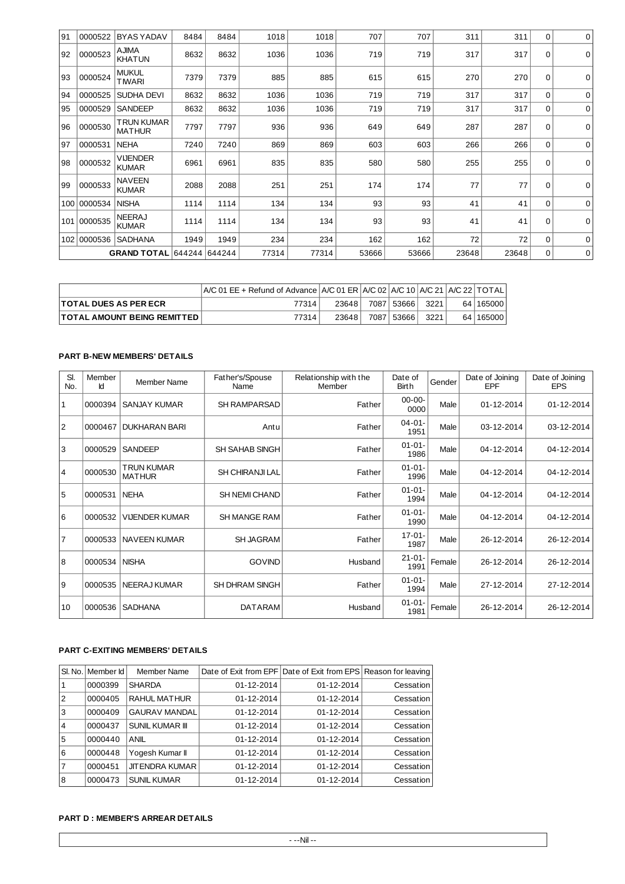| 91 | 0000522 | BYAS YADAV | 8484 | 8484 | 1018 | 1018 | 707 | 707 | 311 | 311 | 0 | 0 |
|---|---|---|---|---|---|---|---|---|---|---|---|---|
| 92 | 0000523 | AJIMA KHATUN | 8632 | 8632 | 1036 | 1036 | 719 | 719 | 317 | 317 | 0 | 0 |
| 93 | 0000524 | MUKUL TIWARI | 7379 | 7379 | 885 | 885 | 615 | 615 | 270 | 270 | 0 | 0 |
| 94 | 0000525 | SUDHA DEVI | 8632 | 8632 | 1036 | 1036 | 719 | 719 | 317 | 317 | 0 | 0 |
| 95 | 0000529 | SANDEEP | 8632 | 8632 | 1036 | 1036 | 719 | 719 | 317 | 317 | 0 | 0 |
| 96 | 0000530 | TRUN KUMAR MATHUR | 7797 | 7797 | 936 | 936 | 649 | 649 | 287 | 287 | 0 | 0 |
| 97 | 0000531 | NEHA | 7240 | 7240 | 869 | 869 | 603 | 603 | 266 | 266 | 0 | 0 |
| 98 | 0000532 | VIJENDER KUMAR | 6961 | 6961 | 835 | 835 | 580 | 580 | 255 | 255 | 0 | 0 |
| 99 | 0000533 | NAVEEN KUMAR | 2088 | 2088 | 251 | 251 | 174 | 174 | 77 | 77 | 0 | 0 |
| 100 | 0000534 | NISHA | 1114 | 1114 | 134 | 134 | 93 | 93 | 41 | 41 | 0 | 0 |
| 101 | 0000535 | NEERAJ KUMAR | 1114 | 1114 | 134 | 134 | 93 | 93 | 41 | 41 | 0 | 0 |
| 102 | 0000536 | SADHANA | 1949 | 1949 | 234 | 234 | 162 | 162 | 72 | 72 | 0 | 0 |
| | | **GRAND TOTAL** | 644244 | 644244 | 77314 | 77314 | 53666 | 53666 | 23648 | 23648 | 0 | 0 |

| | A/C 01 EE + Refund of Advance | A/C 01 ER | A/C 02 | A/C 10 | A/C 21 | A/C 22 | TOTAL |
|---|---|---|---|---|---|---|---|
| **TOTAL DUES AS PER ECR** | 77314 | 23648 | 7087 | 53666 | 3221 | 64 | 165000 |
| **TOTAL AMOUNT BEING REMITTED** | 77314 | 23648 | 7087 | 53666 | 3221 | 64 | 165000 |

### PART B-NEW MEMBERS' DETAILS

| Sl. No. | Member Id | Member Name | Father's/Spouse Name | Relationship with the Member | Date of Birth | Gender | Date of Joining EPF | Date of Joining EPS |
|---|---|---|---|---|---|---|---|---|
| 1 | 0000394 | SANJAY KUMAR | SH RAMPARSAD | Father | 00-00-0000 | Male | 01-12-2014 | 01-12-2014 |
| 2 | 0000467 | DUKHARAN BARI | Antu | Father | 04-01-1951 | Male | 03-12-2014 | 03-12-2014 |
| 3 | 0000529 | SANDEEP | SH SAHAB SINGH | Father | 01-01-1986 | Male | 04-12-2014 | 04-12-2014 |
| 4 | 0000530 | TRUN KUMAR MATHUR | SH CHIRANJI LAL | Father | 01-01-1996 | Male | 04-12-2014 | 04-12-2014 |
| 5 | 0000531 | NEHA | SH NEMI CHAND | Father | 01-01-1994 | Male | 04-12-2014 | 04-12-2014 |
| 6 | 0000532 | VIJENDER KUMAR | SH MANGE RAM | Father | 01-01-1990 | Male | 04-12-2014 | 04-12-2014 |
| 7 | 0000533 | NAVEEN KUMAR | SH JAGRAM | Father | 17-01-1987 | Male | 26-12-2014 | 26-12-2014 |
| 8 | 0000534 | NISHA | GOVIND | Husband | 21-01-1991 | Female | 26-12-2014 | 26-12-2014 |
| 9 | 0000535 | NEERAJ KUMAR | SH DHRAM SINGH | Father | 01-01-1994 | Male | 27-12-2014 | 27-12-2014 |
| 10 | 0000536 | SADHANA | DATARAM | Husband | 01-01-1981 | Female | 26-12-2014 | 26-12-2014 |

### PART C-EXITING MEMBERS' DETAILS

| Sl. No. | Member Id | Member Name | Date of Exit from EPF | Date of Exit from EPS | Reason for leaving |
|---|---|---|---|---|---|
| 1 | 0000399 | SHARDA | 01-12-2014 | 01-12-2014 | Cessation |
| 2 | 0000405 | RAHUL MATHUR | 01-12-2014 | 01-12-2014 | Cessation |
| 3 | 0000409 | GAURAV MANDAL | 01-12-2014 | 01-12-2014 | Cessation |
| 4 | 0000437 | SUNIL KUMAR III | 01-12-2014 | 01-12-2014 | Cessation |
| 5 | 0000440 | ANIL | 01-12-2014 | 01-12-2014 | Cessation |
| 6 | 0000448 | Yogesh Kumar II | 01-12-2014 | 01-12-2014 | Cessation |
| 7 | 0000451 | JITENDRA KUMAR | 01-12-2014 | 01-12-2014 | Cessation |
| 8 | 0000473 | SUNIL KUMAR | 01-12-2014 | 01-12-2014 | Cessation |

### PART D : MEMBER'S ARREAR DETAILS

- --Nil --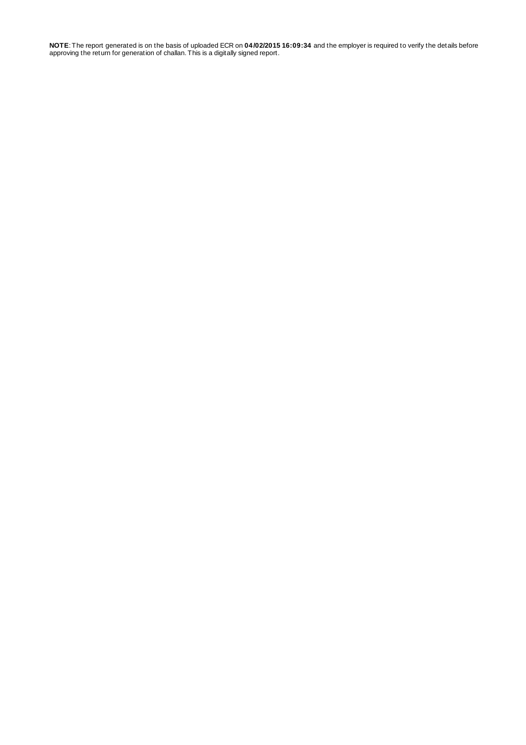**NOTE**: The report generated is on the basis of uploaded ECR on **04/02/2015 16:09:34** and the employer is required to verify the details before approving the return for generation of challan. This is a digitally signed report.